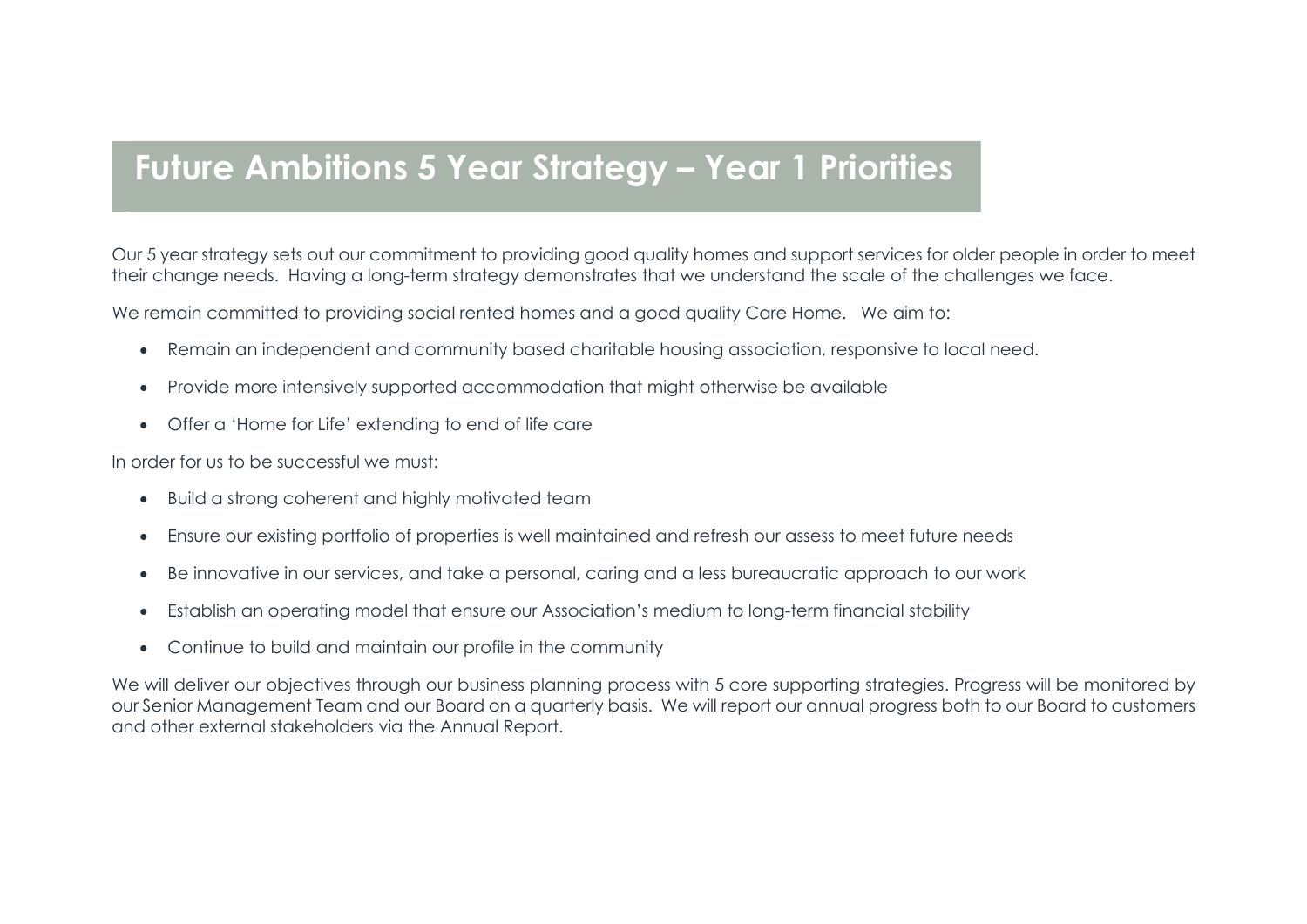# Future Ambitions 5 Year Strategy – Year 1 Priorities

Our 5 year strategy sets out our commitment to providing good quality homes and support services for older people in order to meet their change needs. Having a long-term strategy demonstrates that we understand the scale of the challenges we face.

We remain committed to providing social rented homes and a good quality Care Home. We aim to:

- Remain an independent and community based charitable housing association, responsive to local need.
- Provide more intensively supported accommodation that might otherwise be available
- Offer a 'Home for Life' extending to end of life care

In order for us to be successful we must:

- Build a strong coherent and highly motivated team
- Ensure our existing portfolio of properties is well maintained and refresh our assess to meet future needs
- Be innovative in our services, and take a personal, caring and a less bureaucratic approach to our work
- Establish an operating model that ensure our Association's medium to long-term financial stability
- Continue to build and maintain our profile in the community

We will deliver our objectives through our business planning process with 5 core supporting strategies. Progress will be monitored by our Senior Management Team and our Board on a quarterly basis. We will report our annual progress both to our Board to customers and other external stakeholders via the Annual Report.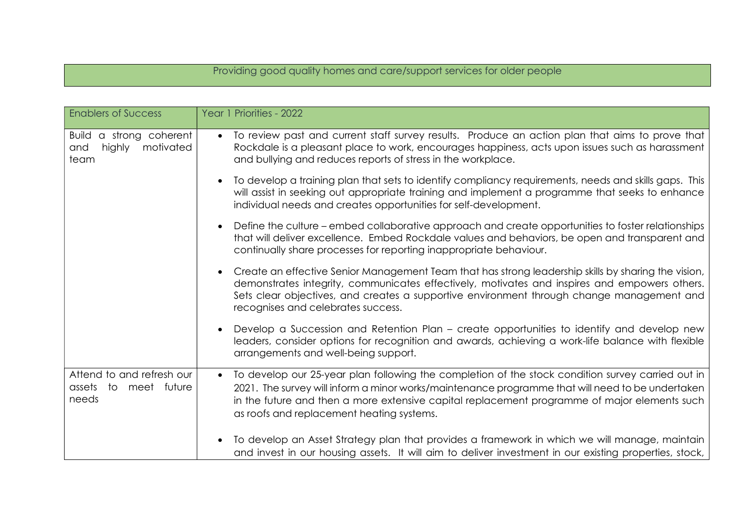| Providing good quality homes and care/support services for older people |
|---|

| Enablers of Success | Year 1 Priorities - 2022 |
|---|---|
| Build a strong coherent and highly motivated team | • To review past and current staff survey results. Produce an action plan that aims to prove that Rockdale is a pleasant place to work, encourages happiness, acts upon issues such as harassment and bullying and reduces reports of stress in the workplace.<br><br>• To develop a training plan that sets to identify compliancy requirements, needs and skills gaps. This will assist in seeking out appropriate training and implement a programme that seeks to enhance individual needs and creates opportunities for self-development.<br><br>• Define the culture – embed collaborative approach and create opportunities to foster relationships that will deliver excellence. Embed Rockdale values and behaviors, be open and transparent and continually share processes for reporting inappropriate behaviour.<br><br>• Create an effective Senior Management Team that has strong leadership skills by sharing the vision, demonstrates integrity, communicates effectively, motivates and inspires and empowers others. Sets clear objectives, and creates a supportive environment through change management and recognises and celebrates success.<br><br>• Develop a Succession and Retention Plan – create opportunities to identify and develop new leaders, consider options for recognition and awards, achieving a work-life balance with flexible arrangements and well-being support. |
| Attend to and refresh our assets to meet future needs | • To develop our 25-year plan following the completion of the stock condition survey carried out in 2021. The survey will inform a minor works/maintenance programme that will need to be undertaken in the future and then a more extensive capital replacement programme of major elements such as roofs and replacement heating systems.<br><br>• To develop an Asset Strategy plan that provides a framework in which we will manage, maintain and invest in our housing assets. It will aim to deliver investment in our existing properties, stock, |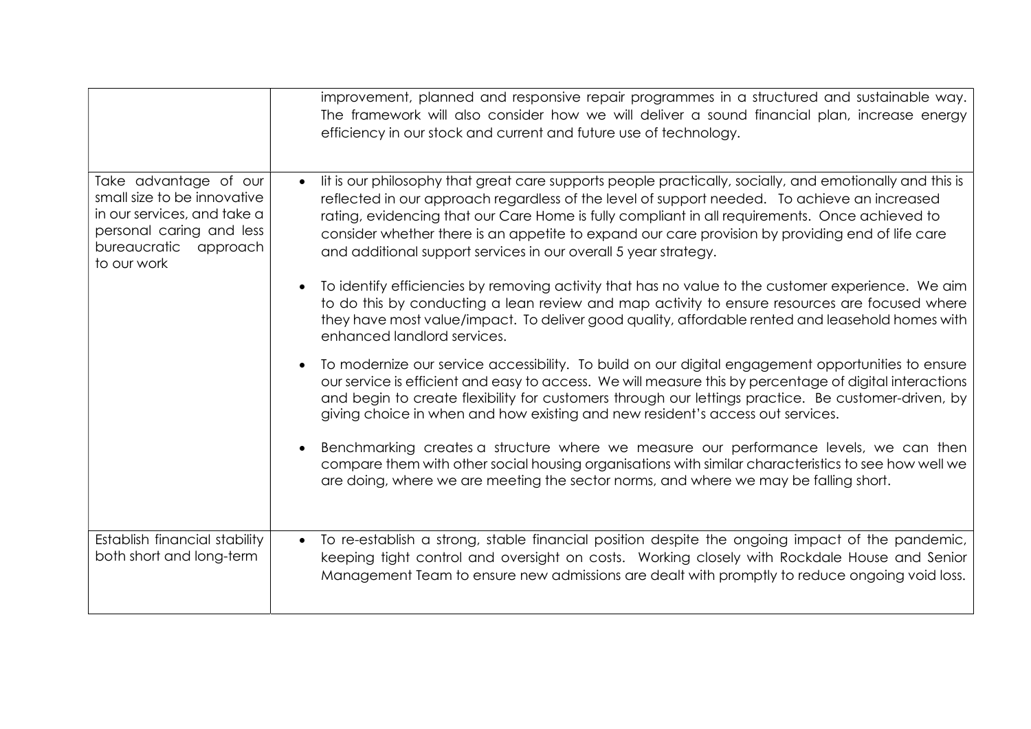| | |
|---|---|
| | improvement, planned and responsive repair programmes in a structured and sustainable way. The framework will also consider how we will deliver a sound financial plan, increase energy efficiency in our stock and current and future use of technology. |
| Take advantage of our small size to be innovative in our services, and take a personal caring and less bureaucratic approach to our work | • Iit is our philosophy that great care supports people practically, socially, and emotionally and this is reflected in our approach regardless of the level of support needed. To achieve an increased rating, evidencing that our Care Home is fully compliant in all requirements. Once achieved to consider whether there is an appetite to expand our care provision by providing end of life care and additional support services in our overall 5 year strategy.<br><br>• To identify efficiencies by removing activity that has no value to the customer experience. We aim to do this by conducting a lean review and map activity to ensure resources are focused where they have most value/impact. To deliver good quality, affordable rented and leasehold homes with enhanced landlord services.<br><br>• To modernize our service accessibility. To build on our digital engagement opportunities to ensure our service is efficient and easy to access. We will measure this by percentage of digital interactions and begin to create flexibility for customers through our lettings practice. Be customer-driven, by giving choice in when and how existing and new resident's access out services.<br><br>• Benchmarking creates a structure where we measure our performance levels, we can then compare them with other social housing organisations with similar characteristics to see how well we are doing, where we are meeting the sector norms, and where we may be falling short. |
| Establish financial stability both short and long-term | • To re-establish a strong, stable financial position despite the ongoing impact of the pandemic, keeping tight control and oversight on costs. Working closely with Rockdale House and Senior Management Team to ensure new admissions are dealt with promptly to reduce ongoing void loss. |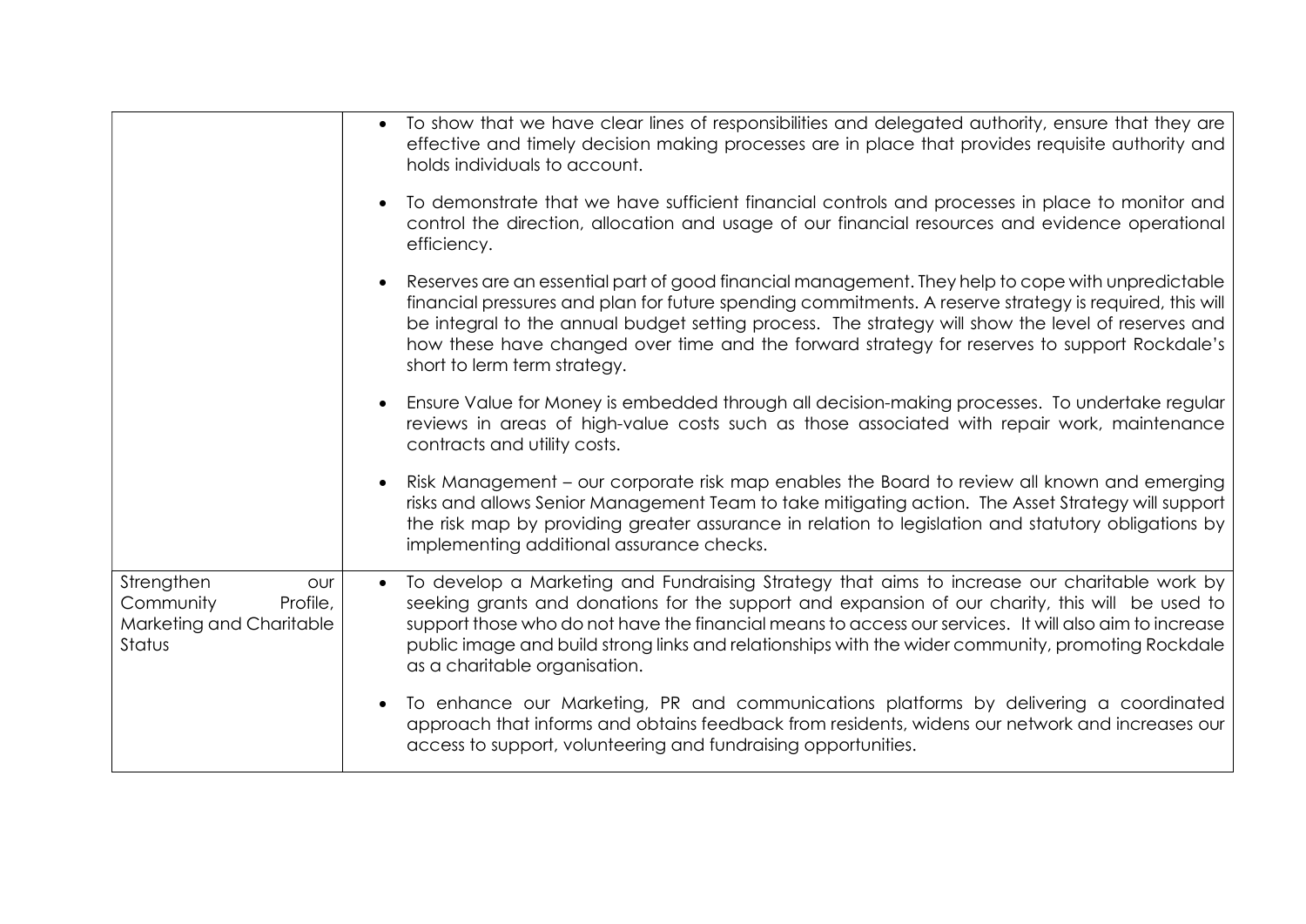| | |
|---|---|
| | • To show that we have clear lines of responsibilities and delegated authority, ensure that they are effective and timely decision making processes are in place that provides requisite authority and holds individuals to account.<br><br>• To demonstrate that we have sufficient financial controls and processes in place to monitor and control the direction, allocation and usage of our financial resources and evidence operational efficiency.<br><br>• Reserves are an essential part of good financial management. They help to cope with unpredictable financial pressures and plan for future spending commitments. A reserve strategy is required, this will be integral to the annual budget setting process. The strategy will show the level of reserves and how these have changed over time and the forward strategy for reserves to support Rockdale's short to lerm term strategy.<br><br>• Ensure Value for Money is embedded through all decision-making processes. To undertake regular reviews in areas of high-value costs such as those associated with repair work, maintenance contracts and utility costs.<br><br>• Risk Management – our corporate risk map enables the Board to review all known and emerging risks and allows Senior Management Team to take mitigating action. The Asset Strategy will support the risk map by providing greater assurance in relation to legislation and statutory obligations by implementing additional assurance checks. |
| Strengthen our Community Profile, Marketing and Charitable Status | • To develop a Marketing and Fundraising Strategy that aims to increase our charitable work by seeking grants and donations for the support and expansion of our charity, this will be used to support those who do not have the financial means to access our services. It will also aim to increase public image and build strong links and relationships with the wider community, promoting Rockdale as a charitable organisation.<br><br>• To enhance our Marketing, PR and communications platforms by delivering a coordinated approach that informs and obtains feedback from residents, widens our network and increases our access to support, volunteering and fundraising opportunities. |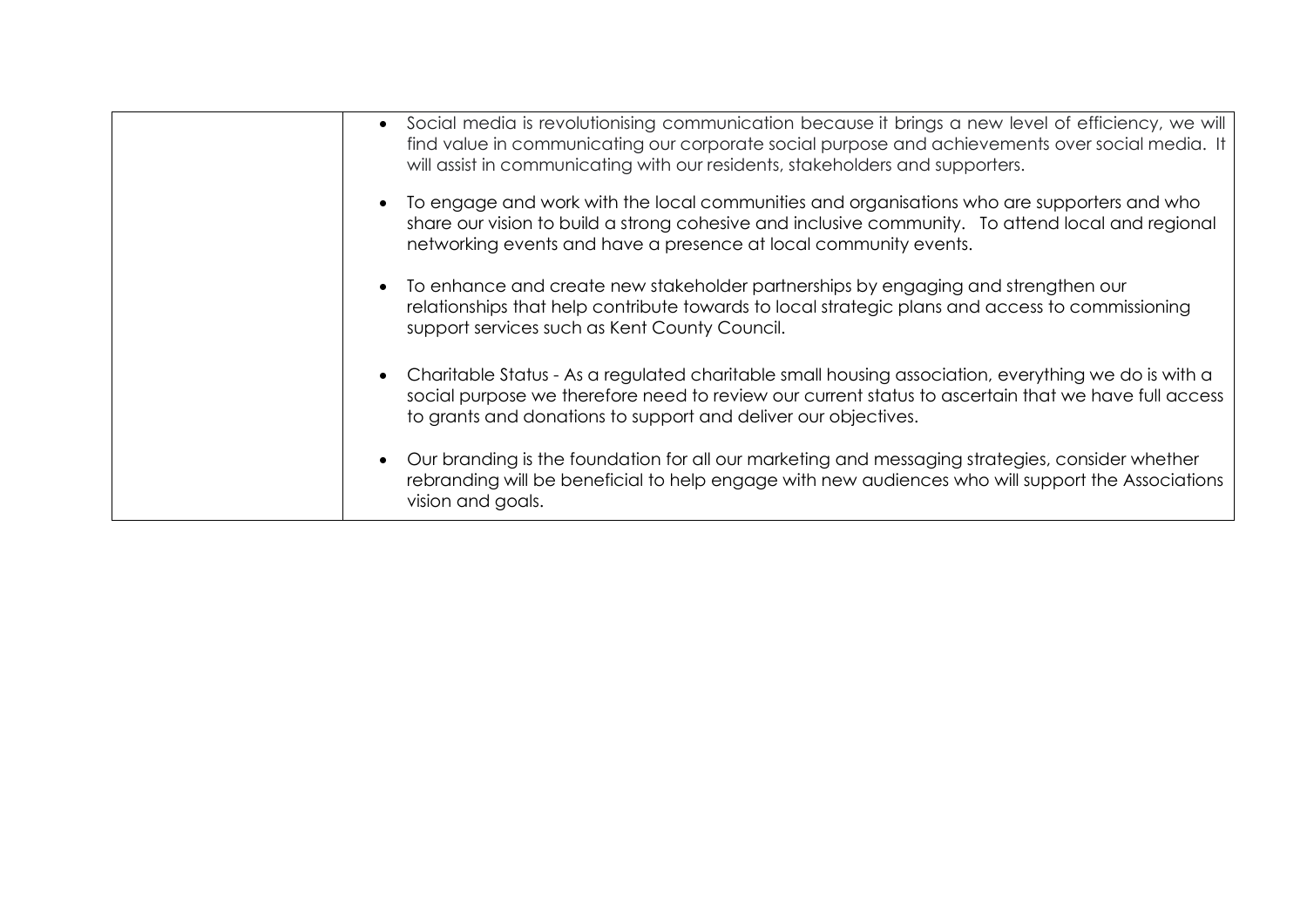| | |
|---|---|
| | • Social media is revolutionising communication because it brings a new level of efficiency, we will find value in communicating our corporate social purpose and achievements over social media. It will assist in communicating with our residents, stakeholders and supporters.<br><br>• To engage and work with the local communities and organisations who are supporters and who share our vision to build a strong cohesive and inclusive community. To attend local and regional networking events and have a presence at local community events.<br><br>• To enhance and create new stakeholder partnerships by engaging and strengthen our relationships that help contribute towards to local strategic plans and access to commissioning support services such as Kent County Council.<br><br>• Charitable Status - As a regulated charitable small housing association, everything we do is with a social purpose we therefore need to review our current status to ascertain that we have full access to grants and donations to support and deliver our objectives.<br><br>• Our branding is the foundation for all our marketing and messaging strategies, consider whether rebranding will be beneficial to help engage with new audiences who will support the Associations vision and goals. |